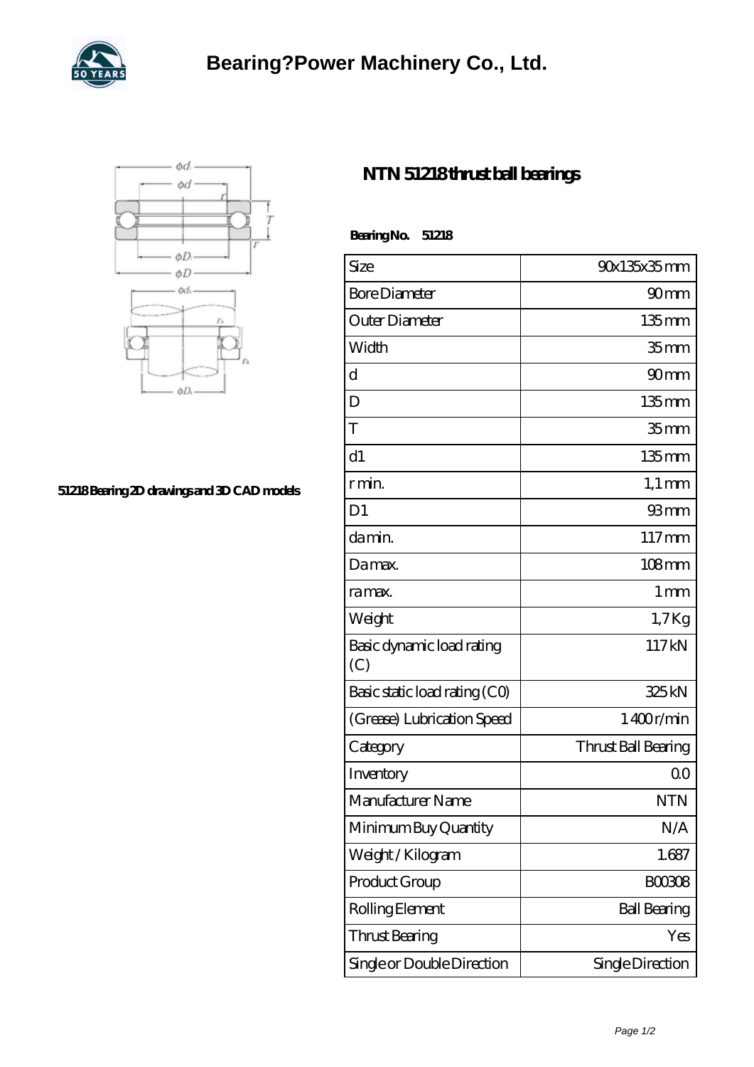# Bearing?Power Machinery Co., Ltd.

51218 Bearing 2D drawings and 3D CAD models

## NTN 51218 thrust ball bearings

**Bearing No. 51218**

| Size | 90x135x35 mm |
|---|---|
| Bore Diameter | 90 mm |
| Outer Diameter | 135 mm |
| Width | 35 mm |
| d | 90 mm |
| D | 135 mm |
| T | 35 mm |
| d1 | 135 mm |
| r min. | 1,1 mm |
| D1 | 93 mm |
| da min. | 117 mm |
| Da max. | 108 mm |
| ra max. | 1 mm |
| Weight | 1,7 Kg |
| Basic dynamic load rating (C) | 117 kN |
| Basic static load rating (C0) | 325 kN |
| (Grease) Lubrication Speed | 1 400 r/min |
| Category | Thrust Ball Bearing |
| Inventory | 0.0 |
| Manufacturer Name | NTN |
| Minimum Buy Quantity | N/A |
| Weight / Kilogram | 1.687 |
| Product Group | B00308 |
| Rolling Element | Ball Bearing |
| Thrust Bearing | Yes |
| Single or Double Direction | Single Direction |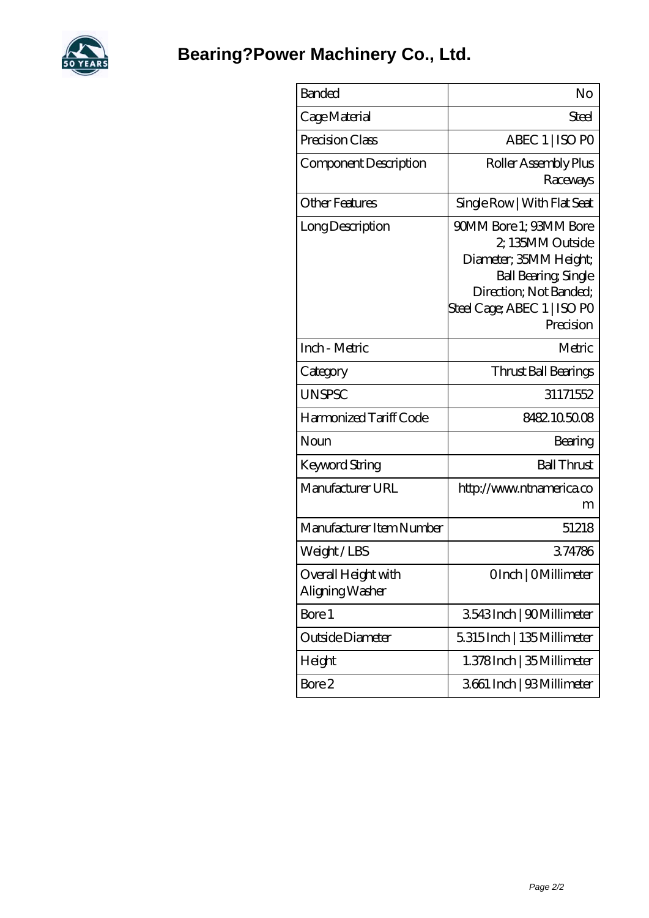# Bearing?Power Machinery Co., Ltd.

| | |
|---|---|
| Banded | No |
| Cage Material | Steel |
| Precision Class | ABEC 1 \| ISO P0 |
| Component Description | Roller Assembly Plus Raceways |
| Other Features | Single Row \| With Flat Seat |
| Long Description | 90MM Bore 1; 93MM Bore 2; 135MM Outside Diameter; 35MM Height; Ball Bearing; Single Direction; Not Banded; Steel Cage; ABEC 1 \| ISO P0 Precision |
| Inch - Metric | Metric |
| Category | Thrust Ball Bearings |
| UNSPSC | 31171552 |
| Harmonized Tariff Code | 8482.10.50.08 |
| Noun | Bearing |
| Keyword String | Ball Thrust |
| Manufacturer URL | http://www.ntnamerica.com |
| Manufacturer Item Number | 51218 |
| Weight / LBS | 3.74786 |
| Overall Height with Aligning Washer | 0 Inch \| 0 Millimeter |
| Bore 1 | 3.543 Inch \| 90 Millimeter |
| Outside Diameter | 5.315 Inch \| 135 Millimeter |
| Height | 1.378 Inch \| 35 Millimeter |
| Bore 2 | 3.661 Inch \| 93 Millimeter |